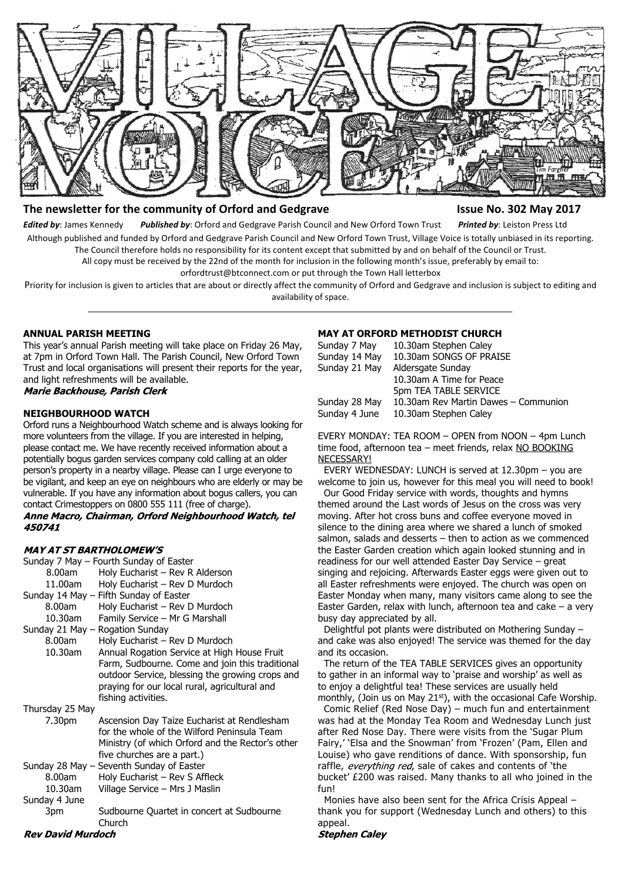# VILLAGE VOICE

**The newsletter for the community of Orford and Gedgrave** **Issue No. 302 May 2017**

***Edited by***: James Kennedy ***Published by***: Orford and Gedgrave Parish Council and New Orford Town Trust ***Printed by***: Leiston Press Ltd

Although published and funded by Orford and Gedgrave Parish Council and New Orford Town Trust, Village Voice is totally unbiased in its reporting. The Council therefore holds no responsibility for its content except that submitted by and on behalf of the Council or Trust.

All copy must be received by the 22nd of the month for inclusion in the following month's issue, preferably by email to: orfordtrust@btconnect.com or put through the Town Hall letterbox

Priority for inclusion is given to articles that are about or directly affect the community of Orford and Gedgrave and inclusion is subject to editing and availability of space.

---

### ANNUAL PARISH MEETING

This year's annual Parish meeting will take place on Friday 26 May, at 7pm in Orford Town Hall. The Parish Council, New Orford Town Trust and local organisations will present their reports for the year, and light refreshments will be available.

***Marie Backhouse, Parish Clerk***

### NEIGHBOURHOOD WATCH

Orford runs a Neighbourhood Watch scheme and is always looking for more volunteers from the village. If you are interested in helping, please contact me. We have recently received information about a potentially bogus garden services company cold calling at an older person's property in a nearby village. Please can I urge everyone to be vigilant, and keep an eye on neighbours who are elderly or may be vulnerable. If you have any information about bogus callers, you can contact Crimestoppers on 0800 555 111 (free of charge).

***Anne Macro, Chairman, Orford Neighbourhood Watch, tel 450741***

### *MAY AT ST BARTHOLOMEW'S*

Sunday 7 May – Fourth Sunday of Easter

- 8.00am Holy Eucharist – Rev R Alderson
- 11.00am Holy Eucharist – Rev D Murdoch

Sunday 14 May – Fifth Sunday of Easter

- 8.00am Holy Eucharist – Rev D Murdoch
- 10.30am Family Service – Mr G Marshall

Sunday 21 May – Rogation Sunday

- 8.00am Holy Eucharist – Rev D Murdoch
- 10.30am Annual Rogation Service at High House Fruit Farm, Sudbourne. Come and join this traditional outdoor Service, blessing the growing crops and praying for our local rural, agricultural and fishing activities.

Thursday 25 May

- 7.30pm Ascension Day Taize Eucharist at Rendlesham for the whole of the Wilford Peninsula Team Ministry (of which Orford and the Rector's other five churches are a part.)

Sunday 28 May – Seventh Sunday of Easter

- 8.00am Holy Eucharist – Rev S Affleck
- 10.30am Village Service – Mrs J Maslin

Sunday 4 June

- 3pm Sudbourne Quartet in concert at Sudbourne Church

***Rev David Murdoch***

### MAY AT ORFORD METHODIST CHURCH

- Sunday 7 May 10.30am Stephen Caley
- Sunday 14 May 10.30am SONGS OF PRAISE
- Sunday 21 May Aldersgate Sunday
  - 10.30am A Time for Peace
  - 5pm TEA TABLE SERVICE
- Sunday 28 May 10.30am Rev Martin Dawes – Communion
- Sunday 4 June 10.30am Stephen Caley

EVERY MONDAY: TEA ROOM – OPEN from NOON – 4pm Lunch time food, afternoon tea – meet friends, relax NO BOOKING NECESSARY!

EVERY WEDNESDAY: LUNCH is served at 12.30pm – you are welcome to join us, however for this meal you will need to book!

Our Good Friday service with words, thoughts and hymns themed around the Last words of Jesus on the cross was very moving. After hot cross buns and coffee everyone moved in silence to the dining area where we shared a lunch of smoked salmon, salads and desserts – then to action as we commenced the Easter Garden creation which again looked stunning and in readiness for our well attended Easter Day Service – great singing and rejoicing. Afterwards Easter eggs were given out to all Easter refreshments were enjoyed. The church was open on Easter Monday when many, many visitors came along to see the Easter Garden, relax with lunch, afternoon tea and cake – a very busy day appreciated by all.

Delightful pot plants were distributed on Mothering Sunday – and cake was also enjoyed! The service was themed for the day and its occasion.

The return of the TEA TABLE SERVICES gives an opportunity to gather in an informal way to 'praise and worship' as well as to enjoy a delightful tea! These services are usually held monthly, (Join us on May 21st), with the occasional Cafe Worship.

Comic Relief (Red Nose Day) – much fun and entertainment was had at the Monday Tea Room and Wednesday Lunch just after Red Nose Day. There were visits from the 'Sugar Plum Fairy,' 'Elsa and the Snowman' from 'Frozen' (Pam, Ellen and Louise) who gave renditions of dance. With sponsorship, fun raffle, *everything red*, sale of cakes and contents of 'the bucket' £200 was raised. Many thanks to all who joined in the fun!

Monies have also been sent for the Africa Crisis Appeal – thank you for support (Wednesday Lunch and others) to this appeal.

***Stephen Caley***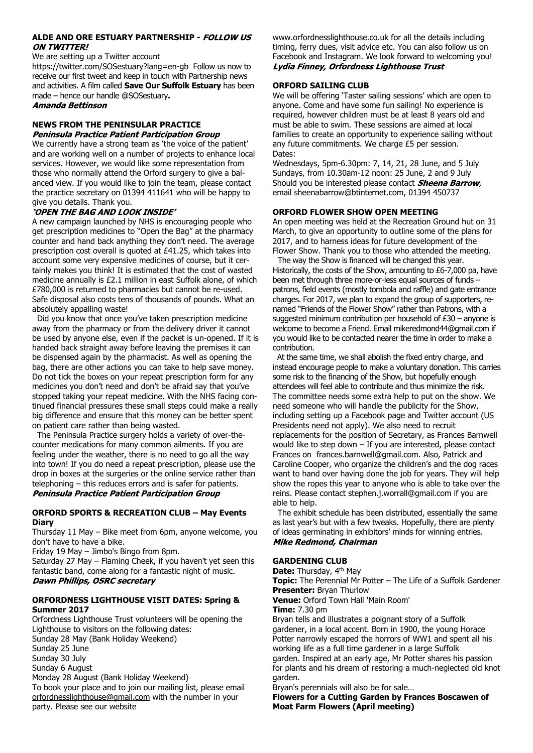### ALDE AND ORE ESTUARY PARTNERSHIP - *FOLLOW US ON TWITTER!*

We are setting up a Twitter account https://twitter.com/SOSestuary?lang=en-gb Follow us now to receive our first tweet and keep in touch with Partnership news and activities. A film called **Save Our Suffolk Estuary** has been made – hence our handle @SOSestuary**.**

***Amanda Bettinson***

### NEWS FROM THE PENINSULAR PRACTICE

***Peninsula Practice Patient Participation Group***

We currently have a strong team as 'the voice of the patient' and are working well on a number of projects to enhance local services. However, we would like some representation from those who normally attend the Orford surgery to give a balanced view. If you would like to join the team, please contact the practice secretary on 01394 411641 who will be happy to give you details. Thank you.

***'OPEN THE BAG AND LOOK INSIDE'***

A new campaign launched by NHS is encouraging people who get prescription medicines to "Open the Bag" at the pharmacy counter and hand back anything they don't need. The average prescription cost overall is quoted at £41.25, which takes into account some very expensive medicines of course, but it certainly makes you think! It is estimated that the cost of wasted medicine annually is £2.1 million in east Suffolk alone, of which £780,000 is returned to pharmacies but cannot be re-used. Safe disposal also costs tens of thousands of pounds. What an absolutely appalling waste!

Did you know that once you've taken prescription medicine away from the pharmacy or from the delivery driver it cannot be used by anyone else, even if the packet is un-opened. If it is handed back straight away before leaving the premises it can be dispensed again by the pharmacist. As well as opening the bag, there are other actions you can take to help save money. Do not tick the boxes on your repeat prescription form for any medicines you don't need and don't be afraid say that you've stopped taking your repeat medicine. With the NHS facing continued financial pressures these small steps could make a really big difference and ensure that this money can be better spent on patient care rather than being wasted.

The Peninsula Practice surgery holds a variety of over-the-counter medications for many common ailments. If you are feeling under the weather, there is no need to go all the way into town! If you do need a repeat prescription, please use the drop in boxes at the surgeries or the online service rather than telephoning – this reduces errors and is safer for patients.

***Peninsula Practice Patient Participation Group***

### ORFORD SPORTS & RECREATION CLUB – May Events Diary

Thursday 11 May – Bike meet from 6pm, anyone welcome, you don't have to have a bike.

Friday 19 May – Jimbo's Bingo from 8pm.

Saturday 27 May – Flaming Cheek, if you haven't yet seen this fantastic band, come along for a fantastic night of music.

***Dawn Phillips, OSRC secretary***

### ORFORDNESS LIGHTHOUSE VISIT DATES: Spring & Summer 2017

Orfordness Lighthouse Trust volunteers will be opening the Lighthouse to visitors on the following dates:

Sunday 28 May (Bank Holiday Weekend)
Sunday 25 June
Sunday 30 July
Sunday 6 August
Monday 28 August (Bank Holiday Weekend)

To book your place and to join our mailing list, please email orfordnesslighthouse@gmail.com with the number in your party. Please see our website www.orfordnesslighthouse.co.uk for all the details including timing, ferry dues, visit advice etc. You can also follow us on Facebook and Instagram. We look forward to welcoming you!

***Lydia Finney, Orfordness Lighthouse Trust***

### ORFORD SAILING CLUB

We will be offering 'Taster sailing sessions' which are open to anyone. Come and have some fun sailing! No experience is required, however children must be at least 8 years old and must be able to swim. These sessions are aimed at local families to create an opportunity to experience sailing without any future commitments. We charge £5 per session.

Dates:

Wednesdays, 5pm-6.30pm: 7, 14, 21, 28 June, and 5 July
Sundays, from 10.30am-12 noon: 25 June, 2 and 9 July

Should you be interested please contact ***Sheena Barrow,*** email sheenabarrow@btinternet.com, 01394 450737

### ORFORD FLOWER SHOW OPEN MEETING

An open meeting was held at the Recreation Ground hut on 31 March, to give an opportunity to outline some of the plans for 2017, and to harness ideas for future development of the Flower Show. Thank you to those who attended the meeting.

The way the Show is financed will be changed this year. Historically, the costs of the Show, amounting to £6-7,000 pa, have been met through three more-or-less equal sources of funds – patrons, field events (mostly tombola and raffle) and gate entrance charges. For 2017, we plan to expand the group of supporters, renamed "Friends of the Flower Show" rather than Patrons, with a suggested minimum contribution per household of £30 – anyone is welcome to become a Friend. Email mikeredmond44@gmail.com if you would like to be contacted nearer the time in order to make a contribution.

At the same time, we shall abolish the fixed entry charge, and instead encourage people to make a voluntary donation. This carries some risk to the financing of the Show, but hopefully enough attendees will feel able to contribute and thus minimize the risk. The committee needs some extra help to put on the show. We need someone who will handle the publicity for the Show, including setting up a Facebook page and Twitter account (US Presidents need not apply). We also need to recruit replacements for the position of Secretary, as Frances Barnwell would like to step down – If you are interested, please contact Frances on frances.barnwell@gmail.com. Also, Patrick and Caroline Cooper, who organize the children's and the dog races want to hand over having done the job for years. They will help show the ropes this year to anyone who is able to take over the reins. Please contact stephen.j.worrall@gmail.com if you are able to help.

The exhibit schedule has been distributed, essentially the same as last year's but with a few tweaks. Hopefully, there are plenty of ideas germinating in exhibitors' minds for winning entries.

***Mike Redmond, Chairman***

### GARDENING CLUB

**Date:** Thursday, 4th May
**Topic:** The Perennial Mr Potter – The Life of a Suffolk Gardener
**Presenter:** Bryan Thurlow
**Venue:** Orford Town Hall 'Main Room'
**Time:** 7.30 pm

Bryan tells and illustrates a poignant story of a Suffolk gardener, in a local accent. Born in 1900, the young Horace Potter narrowly escaped the horrors of WW1 and spent all his working life as a full time gardener in a large Suffolk garden. Inspired at an early age, Mr Potter shares his passion for plants and his dream of restoring a much-neglected old knot garden.

Bryan's perennials will also be for sale…

**Flowers for a Cutting Garden by Frances Boscawen of Moat Farm Flowers (April meeting)**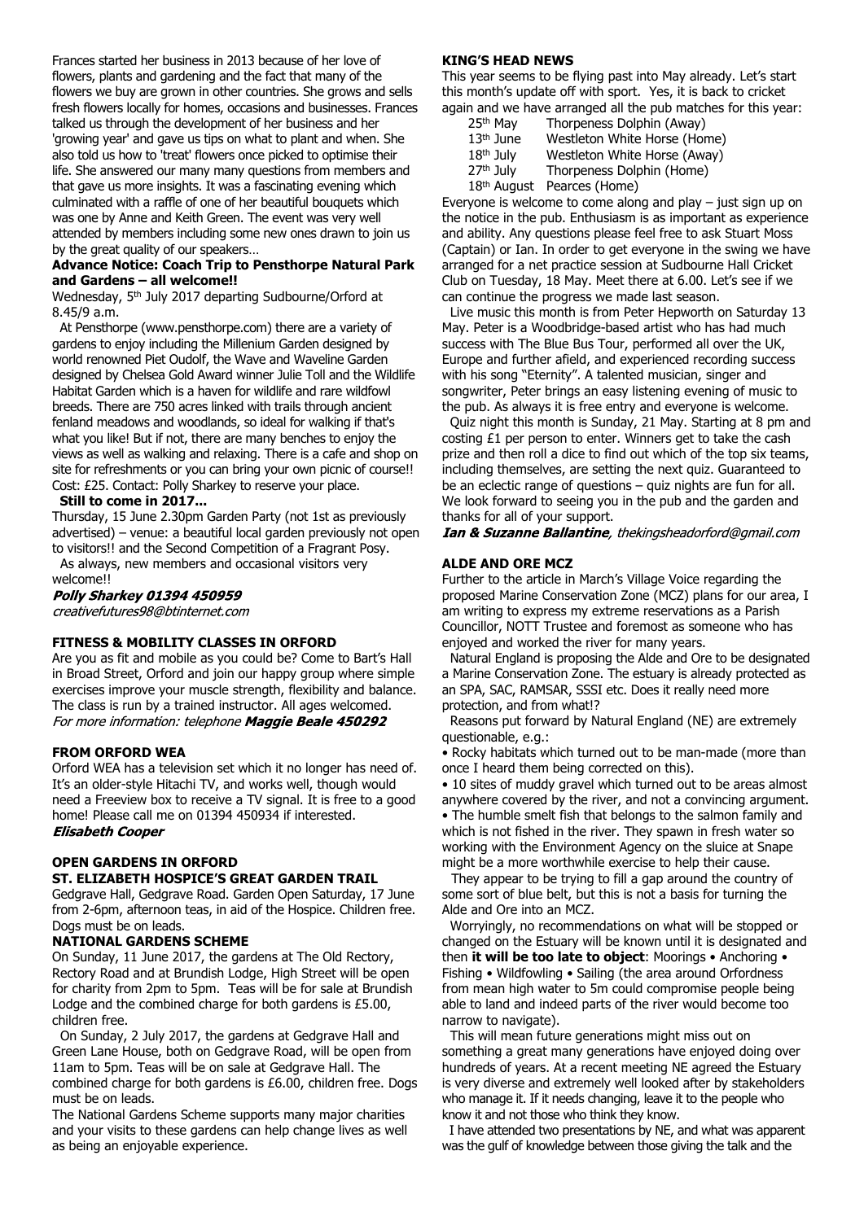Frances started her business in 2013 because of her love of flowers, plants and gardening and the fact that many of the flowers we buy are grown in other countries. She grows and sells fresh flowers locally for homes, occasions and businesses. Frances talked us through the development of her business and her 'growing year' and gave us tips on what to plant and when. She also told us how to 'treat' flowers once picked to optimise their life. She answered our many many questions from members and that gave us more insights. It was a fascinating evening which culminated with a raffle of one of her beautiful bouquets which was one by Anne and Keith Green. The event was very well attended by members including some new ones drawn to join us by the great quality of our speakers…

**Advance Notice: Coach Trip to Pensthorpe Natural Park and Gardens – all welcome!!**

Wednesday, 5th July 2017 departing Sudbourne/Orford at 8.45/9 a.m.

At Pensthorpe (www.pensthorpe.com) there are a variety of gardens to enjoy including the Millenium Garden designed by world renowned Piet Oudolf, the Wave and Waveline Garden designed by Chelsea Gold Award winner Julie Toll and the Wildlife Habitat Garden which is a haven for wildlife and rare wildfowl breeds. There are 750 acres linked with trails through ancient fenland meadows and woodlands, so ideal for walking if that's what you like! But if not, there are many benches to enjoy the views as well as walking and relaxing. There is a cafe and shop on site for refreshments or you can bring your own picnic of course!! Cost: £25. Contact: Polly Sharkey to reserve your place.

**Still to come in 2017...**

Thursday, 15 June 2.30pm Garden Party (not 1st as previously advertised) – venue: a beautiful local garden previously not open to visitors!! and the Second Competition of a Fragrant Posy.

As always, new members and occasional visitors very welcome!!

***Polly Sharkey 01394 450959***
*creativefutures98@btinternet.com*

## FITNESS & MOBILITY CLASSES IN ORFORD

Are you as fit and mobile as you could be? Come to Bart's Hall in Broad Street, Orford and join our happy group where simple exercises improve your muscle strength, flexibility and balance. The class is run by a trained instructor. All ages welcomed.
*For more information: telephone **Maggie Beale 450292***

## FROM ORFORD WEA

Orford WEA has a television set which it no longer has need of. It's an older-style Hitachi TV, and works well, though would need a Freeview box to receive a TV signal. It is free to a good home! Please call me on 01394 450934 if interested.
***Elisabeth Cooper***

## OPEN GARDENS IN ORFORD

### ST. ELIZABETH HOSPICE'S GREAT GARDEN TRAIL

Gedgrave Hall, Gedgrave Road. Garden Open Saturday, 17 June from 2-6pm, afternoon teas, in aid of the Hospice. Children free. Dogs must be on leads.

### NATIONAL GARDENS SCHEME

On Sunday, 11 June 2017, the gardens at The Old Rectory, Rectory Road and at Brundish Lodge, High Street will be open for charity from 2pm to 5pm. Teas will be for sale at Brundish Lodge and the combined charge for both gardens is £5.00, children free.

On Sunday, 2 July 2017, the gardens at Gedgrave Hall and Green Lane House, both on Gedgrave Road, will be open from 11am to 5pm. Teas will be on sale at Gedgrave Hall. The combined charge for both gardens is £6.00, children free. Dogs must be on leads.

The National Gardens Scheme supports many major charities and your visits to these gardens can help change lives as well as being an enjoyable experience.

## KING'S HEAD NEWS

This year seems to be flying past into May already. Let's start this month's update off with sport. Yes, it is back to cricket again and we have arranged all the pub matches for this year:

- 25th May — Thorpeness Dolphin (Away)
- 13th June — Westleton White Horse (Home)
- 18th July — Westleton White Horse (Away)
- 27th July — Thorpeness Dolphin (Home)
- 18th August — Pearces (Home)

Everyone is welcome to come along and play – just sign up on the notice in the pub. Enthusiasm is as important as experience and ability. Any questions please feel free to ask Stuart Moss (Captain) or Ian. In order to get everyone in the swing we have arranged for a net practice session at Sudbourne Hall Cricket Club on Tuesday, 18 May. Meet there at 6.00. Let's see if we can continue the progress we made last season.

Live music this month is from Peter Hepworth on Saturday 13 May. Peter is a Woodbridge-based artist who has had much success with The Blue Bus Tour, performed all over the UK, Europe and further afield, and experienced recording success with his song "Eternity". A talented musician, singer and songwriter, Peter brings an easy listening evening of music to the pub. As always it is free entry and everyone is welcome.

Quiz night this month is Sunday, 21 May. Starting at 8 pm and costing £1 per person to enter. Winners get to take the cash prize and then roll a dice to find out which of the top six teams, including themselves, are setting the next quiz. Guaranteed to be an eclectic range of questions – quiz nights are fun for all. We look forward to seeing you in the pub and the garden and thanks for all of your support.

***Ian & Suzanne Ballantine**, thekingsheadorford@gmail.com*

## ALDE AND ORE MCZ

Further to the article in March's Village Voice regarding the proposed Marine Conservation Zone (MCZ) plans for our area, I am writing to express my extreme reservations as a Parish Councillor, NOTT Trustee and foremost as someone who has enjoyed and worked the river for many years.

Natural England is proposing the Alde and Ore to be designated a Marine Conservation Zone. The estuary is already protected as an SPA, SAC, RAMSAR, SSSI etc. Does it really need more protection, and from what!?

Reasons put forward by Natural England (NE) are extremely questionable, e.g.:

- Rocky habitats which turned out to be man-made (more than once I heard them being corrected on this).
- 10 sites of muddy gravel which turned out to be areas almost anywhere covered by the river, and not a convincing argument.
- The humble smelt fish that belongs to the salmon family and which is not fished in the river. They spawn in fresh water so working with the Environment Agency on the sluice at Snape might be a more worthwhile exercise to help their cause.

They appear to be trying to fill a gap around the country of some sort of blue belt, but this is not a basis for turning the Alde and Ore into an MCZ.

Worryingly, no recommendations on what will be stopped or changed on the Estuary will be known until it is designated and then **it will be too late to object**: Moorings • Anchoring • Fishing • Wildfowling • Sailing (the area around Orfordness from mean high water to 5m could compromise people being able to land and indeed parts of the river would become too narrow to navigate).

This will mean future generations might miss out on something a great many generations have enjoyed doing over hundreds of years. At a recent meeting NE agreed the Estuary is very diverse and extremely well looked after by stakeholders who manage it. If it needs changing, leave it to the people who know it and not those who think they know.

I have attended two presentations by NE, and what was apparent was the gulf of knowledge between those giving the talk and the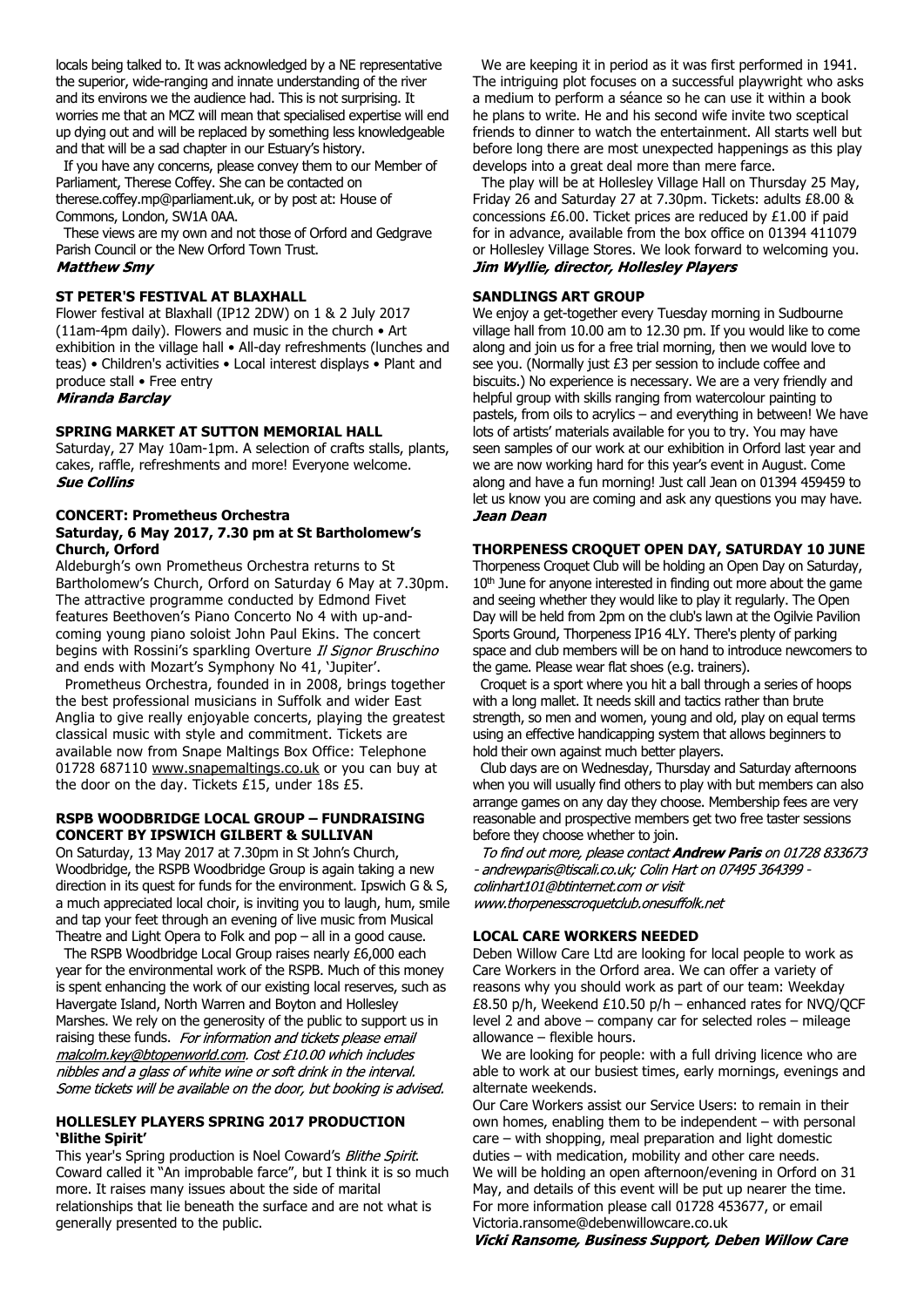locals being talked to. It was acknowledged by a NE representative the superior, wide-ranging and innate understanding of the river and its environs we the audience had. This is not surprising. It worries me that an MCZ will mean that specialised expertise will end up dying out and will be replaced by something less knowledgeable and that will be a sad chapter in our Estuary's history.

If you have any concerns, please convey them to our Member of Parliament, Therese Coffey. She can be contacted on therese.coffey.mp@parliament.uk, or by post at: House of Commons, London, SW1A 0AA.

These views are my own and not those of Orford and Gedgrave Parish Council or the New Orford Town Trust.

***Matthew Smy***

### ST PETER'S FESTIVAL AT BLAXHALL

Flower festival at Blaxhall (IP12 2DW) on 1 & 2 July 2017 (11am-4pm daily). Flowers and music in the church • Art exhibition in the village hall • All-day refreshments (lunches and teas) • Children's activities • Local interest displays • Plant and produce stall • Free entry

***Miranda Barclay***

### SPRING MARKET AT SUTTON MEMORIAL HALL

Saturday, 27 May 10am-1pm. A selection of crafts stalls, plants, cakes, raffle, refreshments and more! Everyone welcome.

***Sue Collins***

### CONCERT: Prometheus Orchestra
### Saturday, 6 May 2017, 7.30 pm at St Bartholomew's Church, Orford

Aldeburgh's own Prometheus Orchestra returns to St Bartholomew's Church, Orford on Saturday 6 May at 7.30pm. The attractive programme conducted by Edmond Fivet features Beethoven's Piano Concerto No 4 with up-and-coming young piano soloist John Paul Ekins. The concert begins with Rossini's sparkling Overture *Il Signor Bruschino* and ends with Mozart's Symphony No 41, 'Jupiter'.

Prometheus Orchestra, founded in in 2008, brings together the best professional musicians in Suffolk and wider East Anglia to give really enjoyable concerts, playing the greatest classical music with style and commitment. Tickets are available now from Snape Maltings Box Office: Telephone 01728 687110 www.snapemaltings.co.uk or you can buy at the door on the day. Tickets £15, under 18s £5.

### RSPB WOODBRIDGE LOCAL GROUP – FUNDRAISING CONCERT BY IPSWICH GILBERT & SULLIVAN

On Saturday, 13 May 2017 at 7.30pm in St John's Church, Woodbridge, the RSPB Woodbridge Group is again taking a new direction in its quest for funds for the environment. Ipswich G & S, a much appreciated local choir, is inviting you to laugh, hum, smile and tap your feet through an evening of live music from Musical Theatre and Light Opera to Folk and pop – all in a good cause.

The RSPB Woodbridge Local Group raises nearly £6,000 each year for the environmental work of the RSPB. Much of this money is spent enhancing the work of our existing local reserves, such as Havergate Island, North Warren and Boyton and Hollesley Marshes. We rely on the generosity of the public to support us in raising these funds. *For information and tickets please email malcolm.key@btopenworld.com. Cost £10.00 which includes nibbles and a glass of white wine or soft drink in the interval. Some tickets will be available on the door, but booking is advised.*

### HOLLESLEY PLAYERS SPRING 2017 PRODUCTION 'Blithe Spirit'

This year's Spring production is Noel Coward's *Blithe Spirit*. Coward called it "An improbable farce", but I think it is so much more. It raises many issues about the side of marital relationships that lie beneath the surface and are not what is generally presented to the public.

We are keeping it in period as it was first performed in 1941. The intriguing plot focuses on a successful playwright who asks a medium to perform a séance so he can use it within a book he plans to write. He and his second wife invite two sceptical friends to dinner to watch the entertainment. All starts well but before long there are most unexpected happenings as this play develops into a great deal more than mere farce.

The play will be at Hollesley Village Hall on Thursday 25 May, Friday 26 and Saturday 27 at 7.30pm. Tickets: adults £8.00 & concessions £6.00. Ticket prices are reduced by £1.00 if paid for in advance, available from the box office on 01394 411079 or Hollesley Village Stores. We look forward to welcoming you.

***Jim Wyllie, director, Hollesley Players***

### SANDLINGS ART GROUP

We enjoy a get-together every Tuesday morning in Sudbourne village hall from 10.00 am to 12.30 pm. If you would like to come along and join us for a free trial morning, then we would love to see you. (Normally just £3 per session to include coffee and biscuits.) No experience is necessary. We are a very friendly and helpful group with skills ranging from watercolour painting to pastels, from oils to acrylics – and everything in between! We have lots of artists' materials available for you to try. You may have seen samples of our work at our exhibition in Orford last year and we are now working hard for this year's event in August. Come along and have a fun morning! Just call Jean on 01394 459459 to let us know you are coming and ask any questions you may have.

***Jean Dean***

### THORPENESS CROQUET OPEN DAY, SATURDAY 10 JUNE

Thorpeness Croquet Club will be holding an Open Day on Saturday, 10th June for anyone interested in finding out more about the game and seeing whether they would like to play it regularly. The Open Day will be held from 2pm on the club's lawn at the Ogilvie Pavilion Sports Ground, Thorpeness IP16 4LY. There's plenty of parking space and club members will be on hand to introduce newcomers to the game. Please wear flat shoes (e.g. trainers).

Croquet is a sport where you hit a ball through a series of hoops with a long mallet. It needs skill and tactics rather than brute strength, so men and women, young and old, play on equal terms using an effective handicapping system that allows beginners to hold their own against much better players.

Club days are on Wednesday, Thursday and Saturday afternoons when you will usually find others to play with but members can also arrange games on any day they choose. Membership fees are very reasonable and prospective members get two free taster sessions before they choose whether to join.

*To find out more, please contact **Andrew Paris** on 01728 833673 - andrewparis@tiscali.co.uk; Colin Hart on 07495 364399 - colinhart101@btinternet.com or visit www.thorpenesscroquetclub.onesuffolk.net*

### LOCAL CARE WORKERS NEEDED

Deben Willow Care Ltd are looking for local people to work as Care Workers in the Orford area. We can offer a variety of reasons why you should work as part of our team: Weekday £8.50 p/h, Weekend £10.50 p/h – enhanced rates for NVQ/QCF level 2 and above – company car for selected roles – mileage allowance – flexible hours.

We are looking for people: with a full driving licence who are able to work at our busiest times, early mornings, evenings and alternate weekends.

Our Care Workers assist our Service Users: to remain in their own homes, enabling them to be independent – with personal care – with shopping, meal preparation and light domestic duties – with medication, mobility and other care needs.

We will be holding an open afternoon/evening in Orford on 31 May, and details of this event will be put up nearer the time. For more information please call 01728 453677, or email Victoria.ransome@debenwillowcare.co.uk

***Vicki Ransome, Business Support, Deben Willow Care***